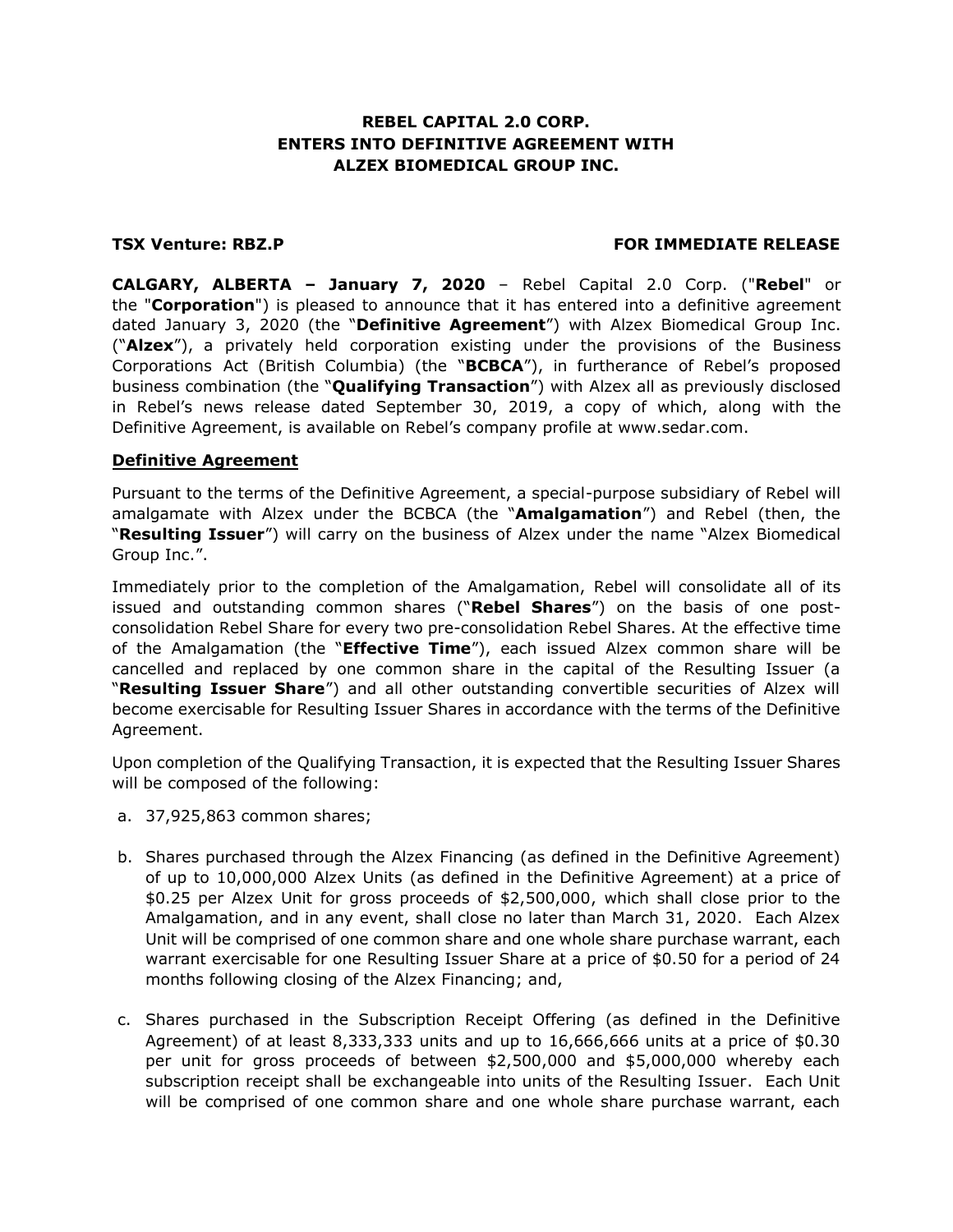**REBEL CAPITAL 2.0 CORP.**
**ENTERS INTO DEFINITIVE AGREEMENT WITH**
**ALZEX BIOMEDICAL GROUP INC.**

**TSX Venture: RBZ.P** **FOR IMMEDIATE RELEASE**

**CALGARY, ALBERTA – January 7, 2020** – Rebel Capital 2.0 Corp. ("**Rebel**" or the "**Corporation**") is pleased to announce that it has entered into a definitive agreement dated January 3, 2020 (the "**Definitive Agreement**") with Alzex Biomedical Group Inc. ("**Alzex**"), a privately held corporation existing under the provisions of the Business Corporations Act (British Columbia) (the "**BCBCA**"), in furtherance of Rebel's proposed business combination (the "**Qualifying Transaction**") with Alzex all as previously disclosed in Rebel's news release dated September 30, 2019, a copy of which, along with the Definitive Agreement, is available on Rebel's company profile at www.sedar.com.

**Definitive Agreement**

Pursuant to the terms of the Definitive Agreement, a special-purpose subsidiary of Rebel will amalgamate with Alzex under the BCBCA (the "**Amalgamation**") and Rebel (then, the "**Resulting Issuer**") will carry on the business of Alzex under the name "Alzex Biomedical Group Inc.".

Immediately prior to the completion of the Amalgamation, Rebel will consolidate all of its issued and outstanding common shares ("**Rebel Shares**") on the basis of one post-consolidation Rebel Share for every two pre-consolidation Rebel Shares. At the effective time of the Amalgamation (the "**Effective Time**"), each issued Alzex common share will be cancelled and replaced by one common share in the capital of the Resulting Issuer (a "**Resulting Issuer Share**") and all other outstanding convertible securities of Alzex will become exercisable for Resulting Issuer Shares in accordance with the terms of the Definitive Agreement.

Upon completion of the Qualifying Transaction, it is expected that the Resulting Issuer Shares will be composed of the following:

a. 37,925,863 common shares;

b. Shares purchased through the Alzex Financing (as defined in the Definitive Agreement) of up to 10,000,000 Alzex Units (as defined in the Definitive Agreement) at a price of $0.25 per Alzex Unit for gross proceeds of $2,500,000, which shall close prior to the Amalgamation, and in any event, shall close no later than March 31, 2020. Each Alzex Unit will be comprised of one common share and one whole share purchase warrant, each warrant exercisable for one Resulting Issuer Share at a price of $0.50 for a period of 24 months following closing of the Alzex Financing; and,

c. Shares purchased in the Subscription Receipt Offering (as defined in the Definitive Agreement) of at least 8,333,333 units and up to 16,666,666 units at a price of $0.30 per unit for gross proceeds of between $2,500,000 and $5,000,000 whereby each subscription receipt shall be exchangeable into units of the Resulting Issuer. Each Unit will be comprised of one common share and one whole share purchase warrant, each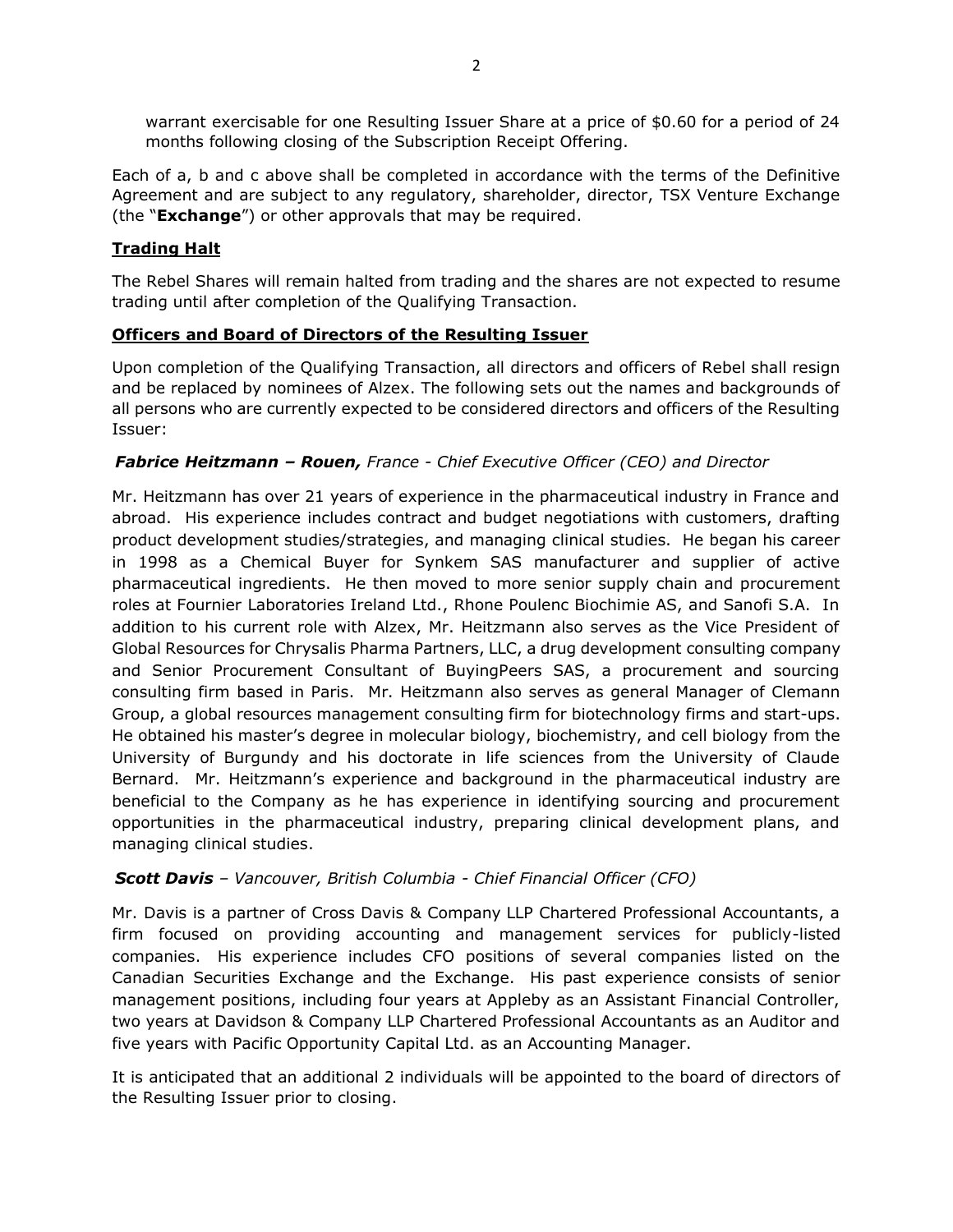warrant exercisable for one Resulting Issuer Share at a price of $0.60 for a period of 24 months following closing of the Subscription Receipt Offering.

Each of a, b and c above shall be completed in accordance with the terms of the Definitive Agreement and are subject to any regulatory, shareholder, director, TSX Venture Exchange (the "**Exchange**") or other approvals that may be required.

## Trading Halt

The Rebel Shares will remain halted from trading and the shares are not expected to resume trading until after completion of the Qualifying Transaction.

## Officers and Board of Directors of the Resulting Issuer

Upon completion of the Qualifying Transaction, all directors and officers of Rebel shall resign and be replaced by nominees of Alzex. The following sets out the names and backgrounds of all persons who are currently expected to be considered directors and officers of the Resulting Issuer:

***Fabrice Heitzmann – Rouen,*** *France - Chief Executive Officer (CEO) and Director*

Mr. Heitzmann has over 21 years of experience in the pharmaceutical industry in France and abroad. His experience includes contract and budget negotiations with customers, drafting product development studies/strategies, and managing clinical studies. He began his career in 1998 as a Chemical Buyer for Synkem SAS manufacturer and supplier of active pharmaceutical ingredients. He then moved to more senior supply chain and procurement roles at Fournier Laboratories Ireland Ltd., Rhone Poulenc Biochimie AS, and Sanofi S.A. In addition to his current role with Alzex, Mr. Heitzmann also serves as the Vice President of Global Resources for Chrysalis Pharma Partners, LLC, a drug development consulting company and Senior Procurement Consultant of BuyingPeers SAS, a procurement and sourcing consulting firm based in Paris. Mr. Heitzmann also serves as general Manager of Clemann Group, a global resources management consulting firm for biotechnology firms and start-ups. He obtained his master's degree in molecular biology, biochemistry, and cell biology from the University of Burgundy and his doctorate in life sciences from the University of Claude Bernard. Mr. Heitzmann's experience and background in the pharmaceutical industry are beneficial to the Company as he has experience in identifying sourcing and procurement opportunities in the pharmaceutical industry, preparing clinical development plans, and managing clinical studies.

***Scott Davis*** *– Vancouver, British Columbia - Chief Financial Officer (CFO)*

Mr. Davis is a partner of Cross Davis & Company LLP Chartered Professional Accountants, a firm focused on providing accounting and management services for publicly-listed companies. His experience includes CFO positions of several companies listed on the Canadian Securities Exchange and the Exchange. His past experience consists of senior management positions, including four years at Appleby as an Assistant Financial Controller, two years at Davidson & Company LLP Chartered Professional Accountants as an Auditor and five years with Pacific Opportunity Capital Ltd. as an Accounting Manager.

It is anticipated that an additional 2 individuals will be appointed to the board of directors of the Resulting Issuer prior to closing.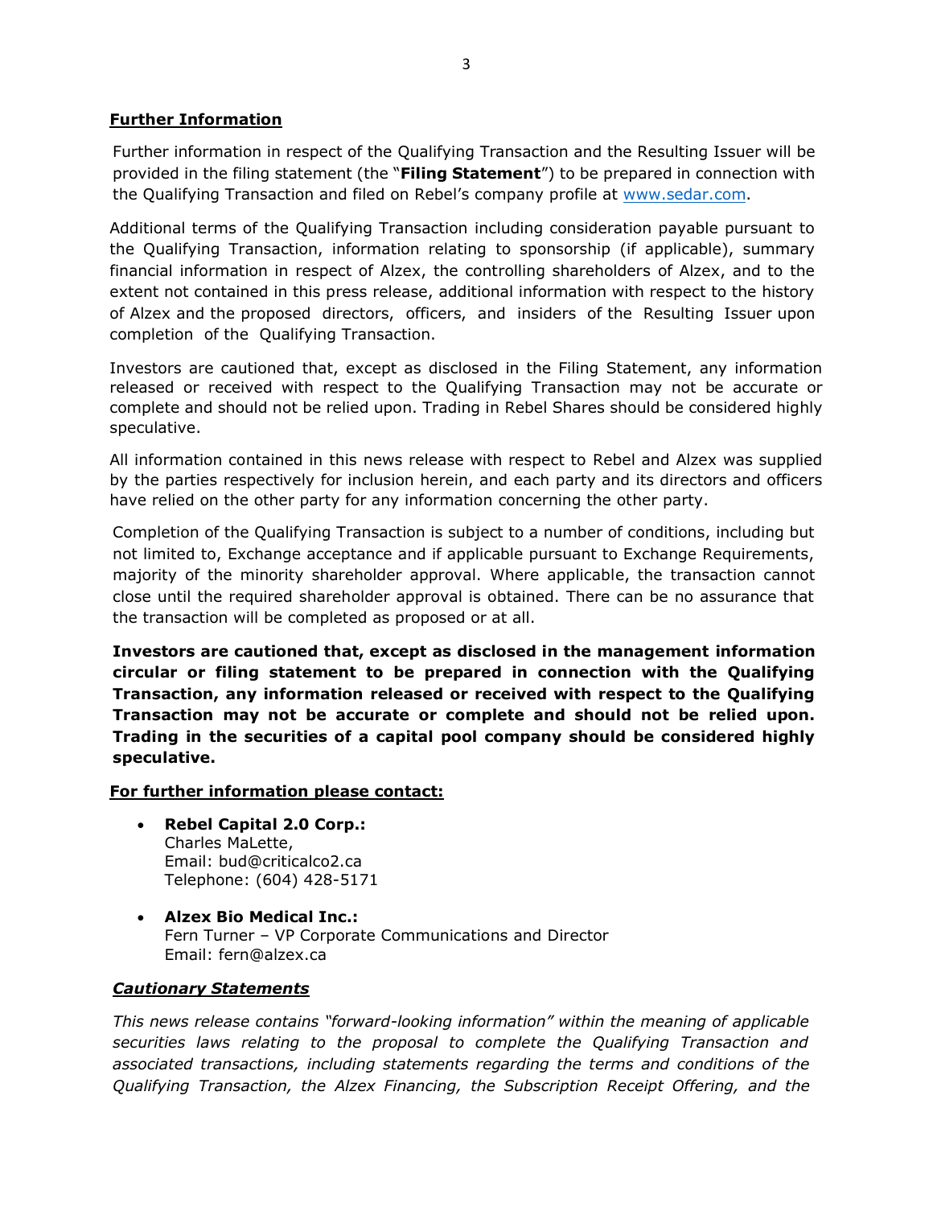**Further Information**

Further information in respect of the Qualifying Transaction and the Resulting Issuer will be provided in the filing statement (the "**Filing Statement**") to be prepared in connection with the Qualifying Transaction and filed on Rebel's company profile at [www.sedar.com](http://www.sedar.com).

Additional terms of the Qualifying Transaction including consideration payable pursuant to the Qualifying Transaction, information relating to sponsorship (if applicable), summary financial information in respect of Alzex, the controlling shareholders of Alzex, and to the extent not contained in this press release, additional information with respect to the history of Alzex and the proposed directors, officers, and insiders of the Resulting Issuer upon completion of the Qualifying Transaction.

Investors are cautioned that, except as disclosed in the Filing Statement, any information released or received with respect to the Qualifying Transaction may not be accurate or complete and should not be relied upon. Trading in Rebel Shares should be considered highly speculative.

All information contained in this news release with respect to Rebel and Alzex was supplied by the parties respectively for inclusion herein, and each party and its directors and officers have relied on the other party for any information concerning the other party.

Completion of the Qualifying Transaction is subject to a number of conditions, including but not limited to, Exchange acceptance and if applicable pursuant to Exchange Requirements, majority of the minority shareholder approval. Where applicable, the transaction cannot close until the required shareholder approval is obtained. There can be no assurance that the transaction will be completed as proposed or at all.

**Investors are cautioned that, except as disclosed in the management information circular or filing statement to be prepared in connection with the Qualifying Transaction, any information released or received with respect to the Qualifying Transaction may not be accurate or complete and should not be relied upon. Trading in the securities of a capital pool company should be considered highly speculative.**

**For further information please contact:**

- **Rebel Capital 2.0 Corp.:**
  Charles MaLette,
  Email: bud@criticalco2.ca
  Telephone: (604) 428-5171

- **Alzex Bio Medical Inc.:**
  Fern Turner – VP Corporate Communications and Director
  Email: fern@alzex.ca

***Cautionary Statements***

*This news release contains "forward-looking information" within the meaning of applicable securities laws relating to the proposal to complete the Qualifying Transaction and associated transactions, including statements regarding the terms and conditions of the Qualifying Transaction, the Alzex Financing, the Subscription Receipt Offering, and the*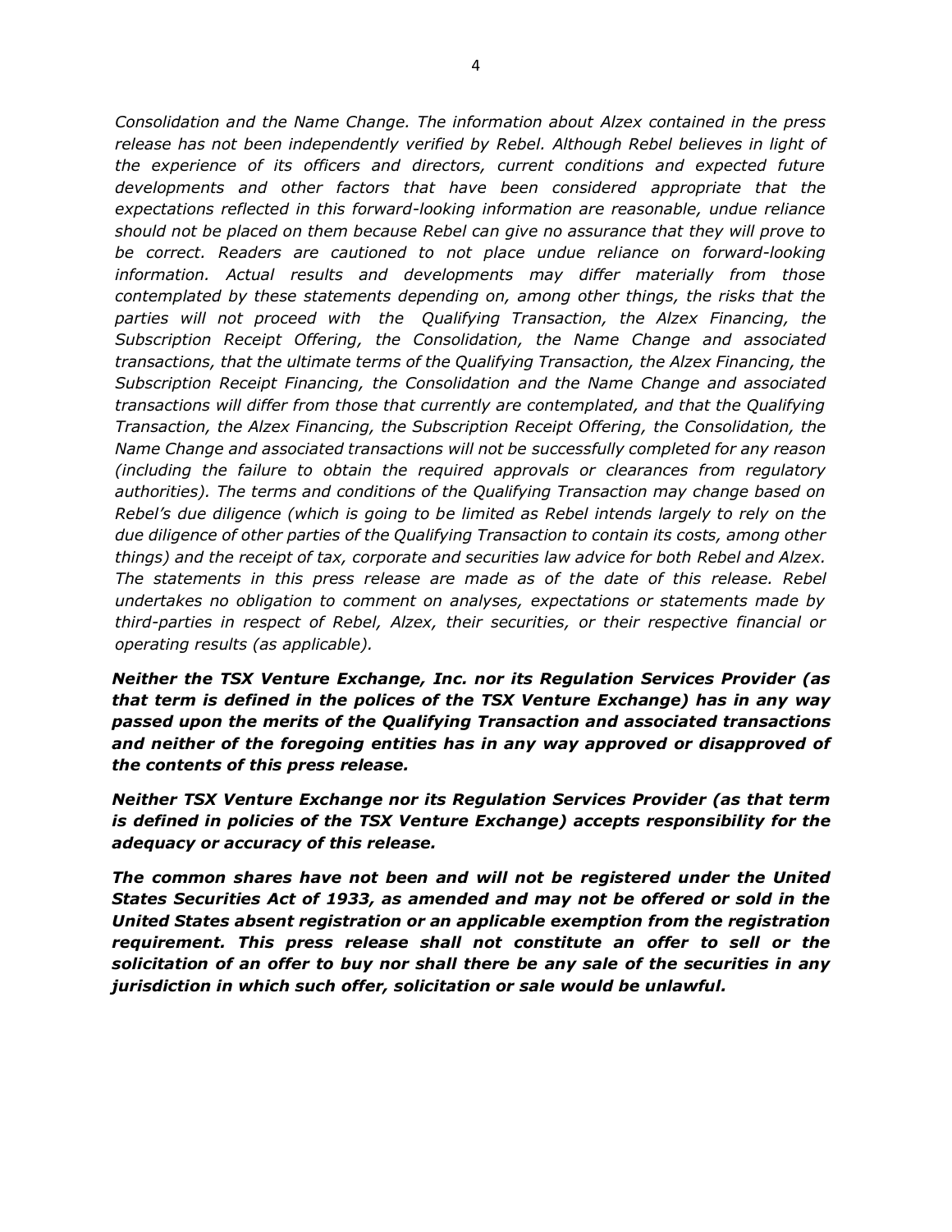*Consolidation and the Name Change. The information about Alzex contained in the press release has not been independently verified by Rebel. Although Rebel believes in light of the experience of its officers and directors, current conditions and expected future developments and other factors that have been considered appropriate that the expectations reflected in this forward-looking information are reasonable, undue reliance should not be placed on them because Rebel can give no assurance that they will prove to be correct. Readers are cautioned to not place undue reliance on forward-looking information. Actual results and developments may differ materially from those contemplated by these statements depending on, among other things, the risks that the parties will not proceed with the Qualifying Transaction, the Alzex Financing, the Subscription Receipt Offering, the Consolidation, the Name Change and associated transactions, that the ultimate terms of the Qualifying Transaction, the Alzex Financing, the Subscription Receipt Financing, the Consolidation and the Name Change and associated transactions will differ from those that currently are contemplated, and that the Qualifying Transaction, the Alzex Financing, the Subscription Receipt Offering, the Consolidation, the Name Change and associated transactions will not be successfully completed for any reason (including the failure to obtain the required approvals or clearances from regulatory authorities). The terms and conditions of the Qualifying Transaction may change based on Rebel's due diligence (which is going to be limited as Rebel intends largely to rely on the due diligence of other parties of the Qualifying Transaction to contain its costs, among other things) and the receipt of tax, corporate and securities law advice for both Rebel and Alzex. The statements in this press release are made as of the date of this release. Rebel undertakes no obligation to comment on analyses, expectations or statements made by third-parties in respect of Rebel, Alzex, their securities, or their respective financial or operating results (as applicable).*

***Neither the TSX Venture Exchange, Inc. nor its Regulation Services Provider (as that term is defined in the polices of the TSX Venture Exchange) has in any way passed upon the merits of the Qualifying Transaction and associated transactions and neither of the foregoing entities has in any way approved or disapproved of the contents of this press release.***

***Neither TSX Venture Exchange nor its Regulation Services Provider (as that term is defined in policies of the TSX Venture Exchange) accepts responsibility for the adequacy or accuracy of this release.***

***The common shares have not been and will not be registered under the United States Securities Act of 1933, as amended and may not be offered or sold in the United States absent registration or an applicable exemption from the registration requirement. This press release shall not constitute an offer to sell or the solicitation of an offer to buy nor shall there be any sale of the securities in any jurisdiction in which such offer, solicitation or sale would be unlawful.***